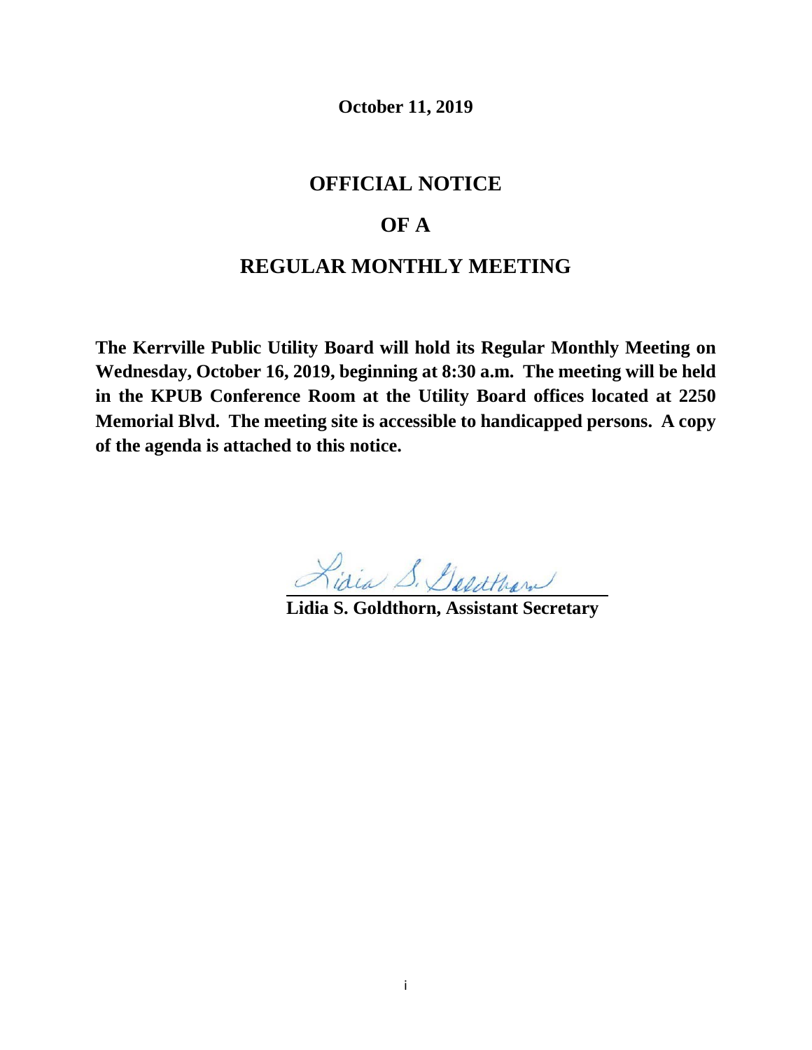**October 11, 2019**

# OFFICIAL NOTICE

# OF A

# REGULAR MONTHLY MEETING

**The Kerrville Public Utility Board will hold its Regular Monthly Meeting on Wednesday, October 16, 2019, beginning at 8:30 a.m. The meeting will be held in the KPUB Conference Room at the Utility Board offices located at 2250 Memorial Blvd. The meeting site is accessible to handicapped persons. A copy of the agenda is attached to this notice.**

Lidia S. Goldthorn

**Lidia S. Goldthorn, Assistant Secretary**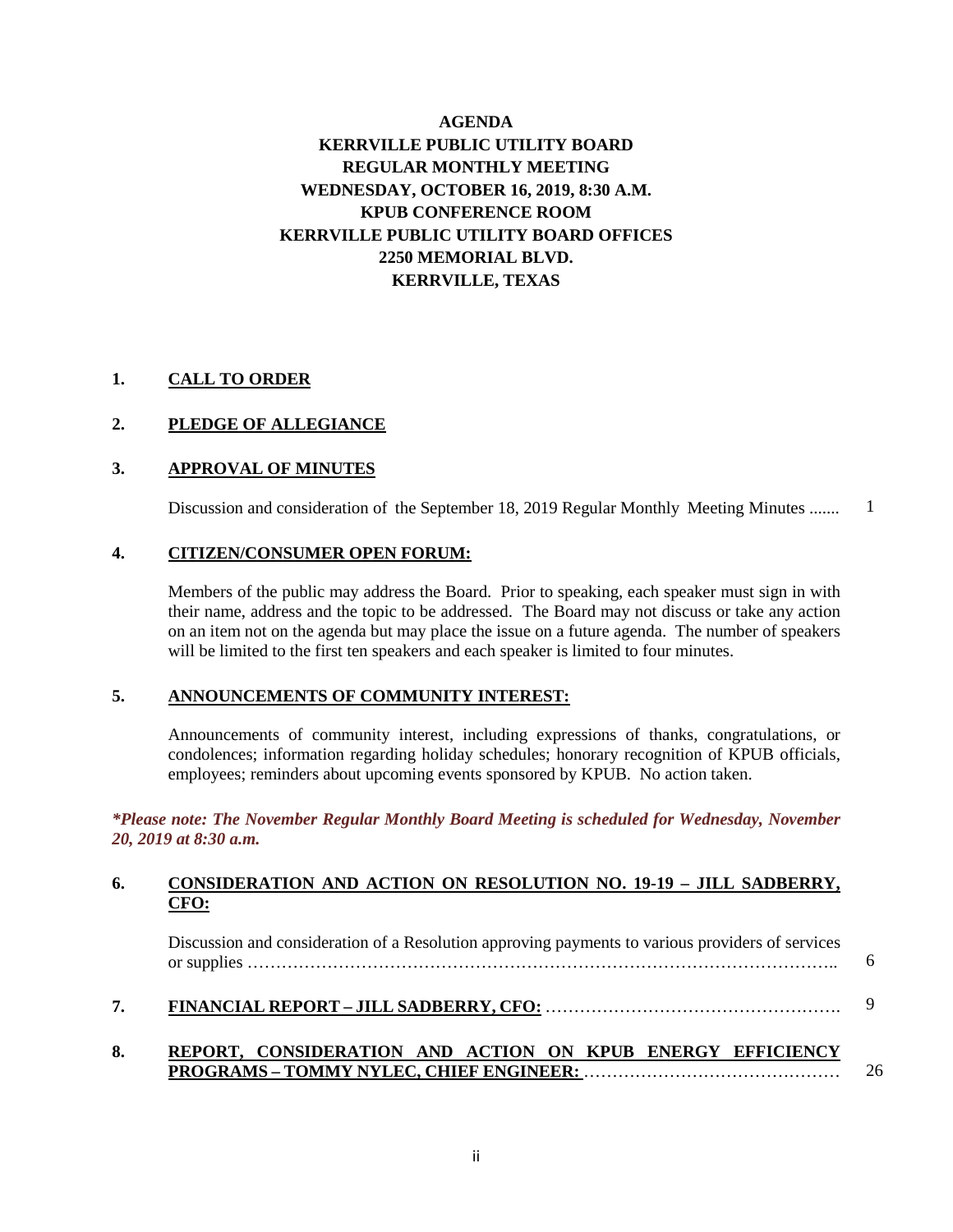# AGENDA
# KERRVILLE PUBLIC UTILITY BOARD
## REGULAR MONTHLY MEETING
## WEDNESDAY, OCTOBER 16, 2019, 8:30 A.M.
## KPUB CONFERENCE ROOM
## KERRVILLE PUBLIC UTILITY BOARD OFFICES
## 2250 MEMORIAL BLVD.
## KERRVILLE, TEXAS

**1. CALL TO ORDER**

**2. PLEDGE OF ALLEGIANCE**

**3. APPROVAL OF MINUTES**

Discussion and consideration of the September 18, 2019 Regular Monthly Meeting Minutes ....... 1

**4. CITIZEN/CONSUMER OPEN FORUM:**

Members of the public may address the Board. Prior to speaking, each speaker must sign in with their name, address and the topic to be addressed. The Board may not discuss or take any action on an item not on the agenda but may place the issue on a future agenda. The number of speakers will be limited to the first ten speakers and each speaker is limited to four minutes.

**5. ANNOUNCEMENTS OF COMMUNITY INTEREST:**

Announcements of community interest, including expressions of thanks, congratulations, or condolences; information regarding holiday schedules; honorary recognition of KPUB officials, employees; reminders about upcoming events sponsored by KPUB. No action taken.

***Please note: The November Regular Monthly Board Meeting is scheduled for Wednesday, November 20, 2019 at 8:30 a.m.***

**6. CONSIDERATION AND ACTION ON RESOLUTION NO. 19-19 – JILL SADBERRY, CFO:**

Discussion and consideration of a Resolution approving payments to various providers of services or supplies ……………………………………………………………………………………….. 6

**7. FINANCIAL REPORT – JILL SADBERRY, CFO:** ……………………………………………. 9

**8. REPORT, CONSIDERATION AND ACTION ON KPUB ENERGY EFFICIENCY PROGRAMS – TOMMY NYLEC, CHIEF ENGINEER:** ……………………………………… 26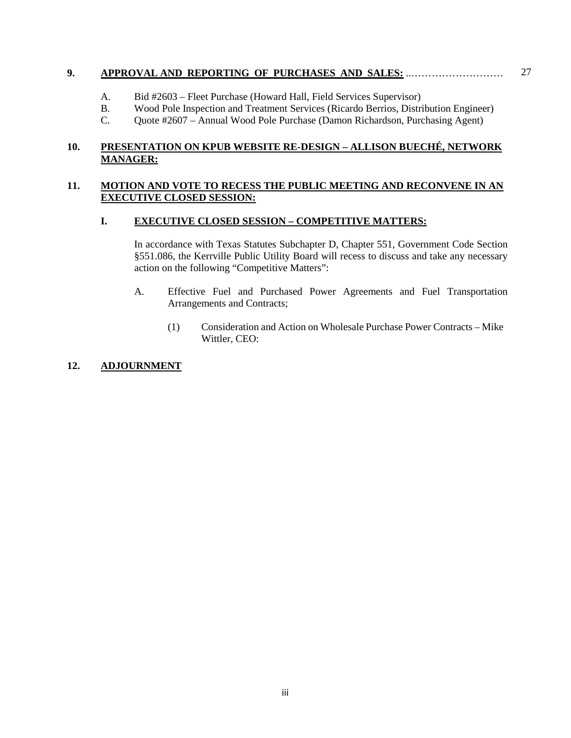**9. APPROVAL AND REPORTING OF PURCHASES AND SALES:** ……………………… 27

A. Bid #2603 – Fleet Purchase (Howard Hall, Field Services Supervisor)
B. Wood Pole Inspection and Treatment Services (Ricardo Berrios, Distribution Engineer)
C. Quote #2607 – Annual Wood Pole Purchase (Damon Richardson, Purchasing Agent)

**10. PRESENTATION ON KPUB WEBSITE RE-DESIGN – ALLISON BUECHÉ, NETWORK MANAGER:**

**11. MOTION AND VOTE TO RECESS THE PUBLIC MEETING AND RECONVENE IN AN EXECUTIVE CLOSED SESSION:**

**I. EXECUTIVE CLOSED SESSION – COMPETITIVE MATTERS:**

In accordance with Texas Statutes Subchapter D, Chapter 551, Government Code Section §551.086, the Kerrville Public Utility Board will recess to discuss and take any necessary action on the following "Competitive Matters":

A. Effective Fuel and Purchased Power Agreements and Fuel Transportation Arrangements and Contracts;

(1) Consideration and Action on Wholesale Purchase Power Contracts – Mike Wittler, CEO:

**12. ADJOURNMENT**